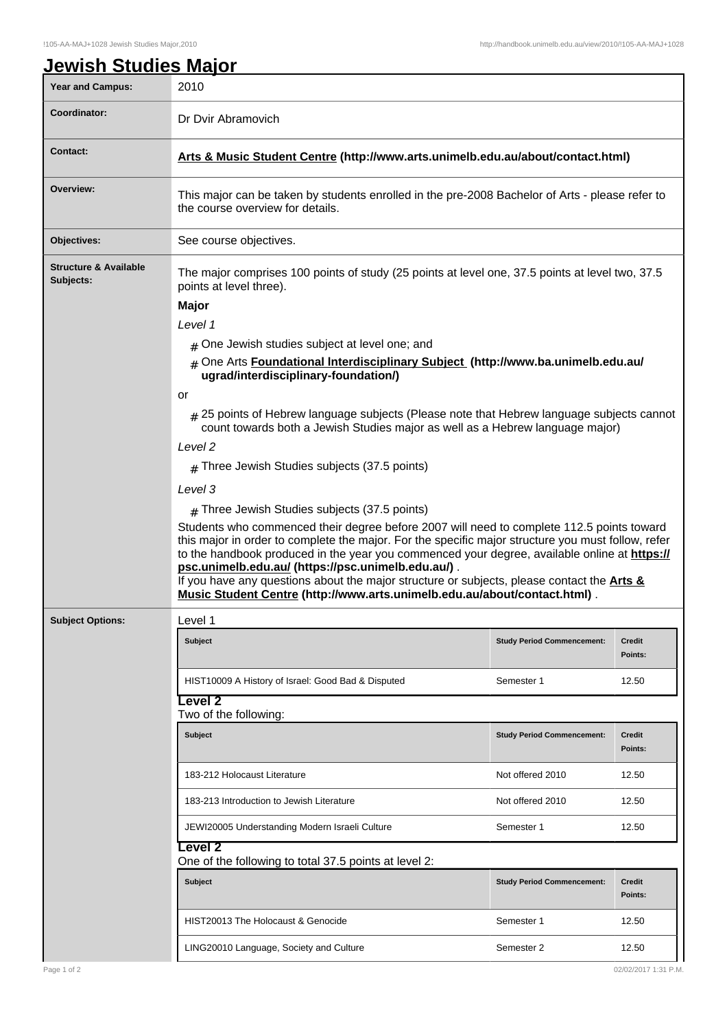# Jewish Studies Major

| | |
|---|---|
| **Year and Campus:** | 2010 |
| **Coordinator:** | Dr Dvir Abramovich |
| **Contact:** | **Arts & Music Student Centre (http://www.arts.unimelb.edu.au/about/contact.html)** |
| **Overview:** | This major can be taken by students enrolled in the pre-2008 Bachelor of Arts - please refer to the course overview for details. |
| **Objectives:** | See course objectives. |

**Structure & Available Subjects:**

The major comprises 100 points of study (25 points at level one, 37.5 points at level two, 37.5 points at level three).

**Major**

*Level 1*

- One Jewish studies subject at level one; and
- One Arts **Foundational Interdisciplinary Subject (http://www.ba.unimelb.edu.au/ugrad/interdisciplinary-foundation/)**

or

- 25 points of Hebrew language subjects (Please note that Hebrew language subjects cannot count towards both a Jewish Studies major as well as a Hebrew language major)

*Level 2*

- Three Jewish Studies subjects (37.5 points)

*Level 3*

- Three Jewish Studies subjects (37.5 points)

Students who commenced their degree before 2007 will need to complete 112.5 points toward this major in order to complete the major. For the specific major structure you must follow, refer to the handbook produced in the year you commenced your degree, available online at **https://psc.unimelb.edu.au/ (https://psc.unimelb.edu.au/)** .
If you have any questions about the major structure or subjects, please contact the **Arts & Music Student Centre (http://www.arts.unimelb.edu.au/about/contact.html)** .

**Subject Options:**

Level 1

| Subject | Study Period Commencement: | Credit Points: |
|---|---|---|
| HIST10009 A History of Israel: Good Bad & Disputed | Semester 1 | 12.50 |

**Level 2**

Two of the following:

| Subject | Study Period Commencement: | Credit Points: |
|---|---|---|
| 183-212 Holocaust Literature | Not offered 2010 | 12.50 |
| 183-213 Introduction to Jewish Literature | Not offered 2010 | 12.50 |
| JEWI20005 Understanding Modern Israeli Culture | Semester 1 | 12.50 |

**Level 2**

One of the following to total 37.5 points at level 2:

| Subject | Study Period Commencement: | Credit Points: |
|---|---|---|
| HIST20013 The Holocaust & Genocide | Semester 1 | 12.50 |
| LING20010 Language, Society and Culture | Semester 2 | 12.50 |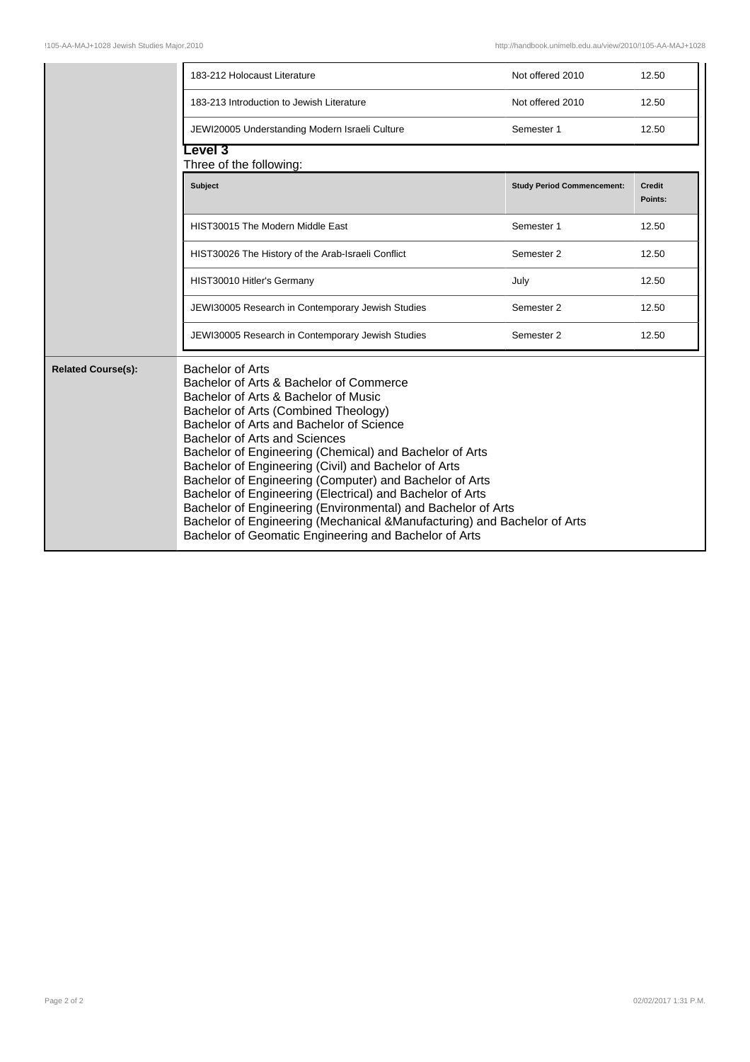| | | |
|---|---|---|
| 183-212 Holocaust Literature | Not offered 2010 | 12.50 |
| 183-213 Introduction to Jewish Literature | Not offered 2010 | 12.50 |
| JEWI20005 Understanding Modern Israeli Culture | Semester 1 | 12.50 |

### Level 3

Three of the following:

| Subject | Study Period Commencement: | Credit Points: |
|---|---|---|
| HIST30015 The Modern Middle East | Semester 1 | 12.50 |
| HIST30026 The History of the Arab-Israeli Conflict | Semester 2 | 12.50 |
| HIST30010 Hitler's Germany | July | 12.50 |
| JEWI30005 Research in Contemporary Jewish Studies | Semester 2 | 12.50 |
| JEWI30005 Research in Contemporary Jewish Studies | Semester 2 | 12.50 |

**Related Course(s):**

Bachelor of Arts
Bachelor of Arts & Bachelor of Commerce
Bachelor of Arts & Bachelor of Music
Bachelor of Arts (Combined Theology)
Bachelor of Arts and Bachelor of Science
Bachelor of Arts and Sciences
Bachelor of Engineering (Chemical) and Bachelor of Arts
Bachelor of Engineering (Civil) and Bachelor of Arts
Bachelor of Engineering (Computer) and Bachelor of Arts
Bachelor of Engineering (Electrical) and Bachelor of Arts
Bachelor of Engineering (Environmental) and Bachelor of Arts
Bachelor of Engineering (Mechanical &Manufacturing) and Bachelor of Arts
Bachelor of Geomatic Engineering and Bachelor of Arts